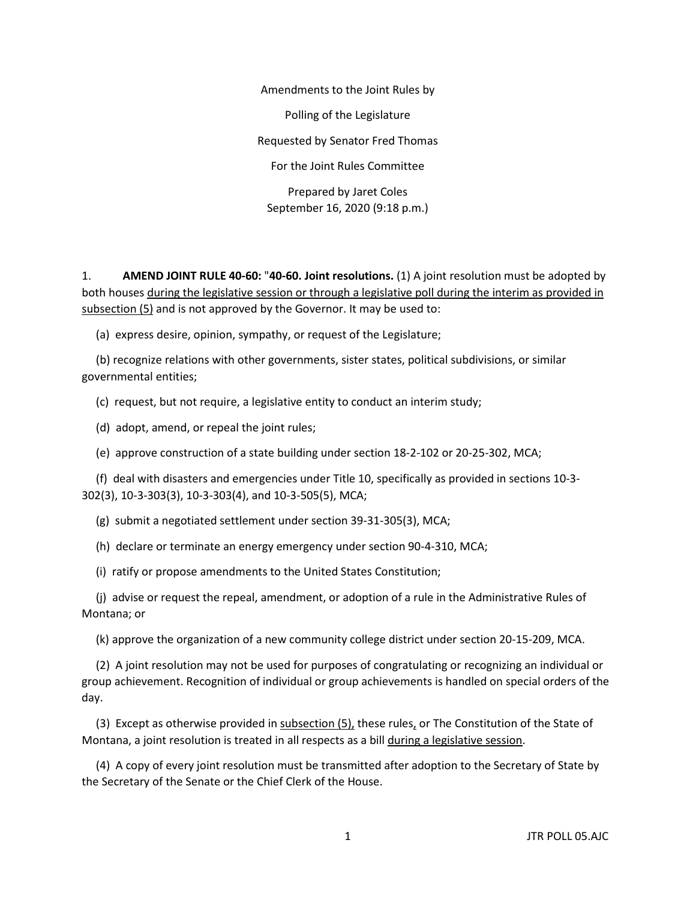Amendments to the Joint Rules by

Polling of the Legislature

Requested by Senator Fred Thomas

For the Joint Rules Committee

Prepared by Jaret Coles
September 16, 2020 (9:18 p.m.)

1. **AMEND JOINT RULE 40-60:** "**40-60. Joint resolutions.** (1) A joint resolution must be adopted by both houses <u>during the legislative session or through a legislative poll during the interim as provided in subsection (5)</u> and is not approved by the Governor. It may be used to:

(a) express desire, opinion, sympathy, or request of the Legislature;

(b) recognize relations with other governments, sister states, political subdivisions, or similar governmental entities;

(c) request, but not require, a legislative entity to conduct an interim study;

(d) adopt, amend, or repeal the joint rules;

(e) approve construction of a state building under section 18-2-102 or 20-25-302, MCA;

(f) deal with disasters and emergencies under Title 10, specifically as provided in sections 10-3-302(3), 10-3-303(3), 10-3-303(4), and 10-3-505(5), MCA;

(g) submit a negotiated settlement under section 39-31-305(3), MCA;

(h) declare or terminate an energy emergency under section 90-4-310, MCA;

(i) ratify or propose amendments to the United States Constitution;

(j) advise or request the repeal, amendment, or adoption of a rule in the Administrative Rules of Montana; or

(k) approve the organization of a new community college district under section 20-15-209, MCA.

(2) A joint resolution may not be used for purposes of congratulating or recognizing an individual or group achievement. Recognition of individual or group achievements is handled on special orders of the day.

(3) Except as otherwise provided in <u>subsection (5),</u> these rules<u>,</u> or The Constitution of the State of Montana, a joint resolution is treated in all respects as a bill <u>during a legislative session</u>.

(4) A copy of every joint resolution must be transmitted after adoption to the Secretary of State by the Secretary of the Senate or the Chief Clerk of the House.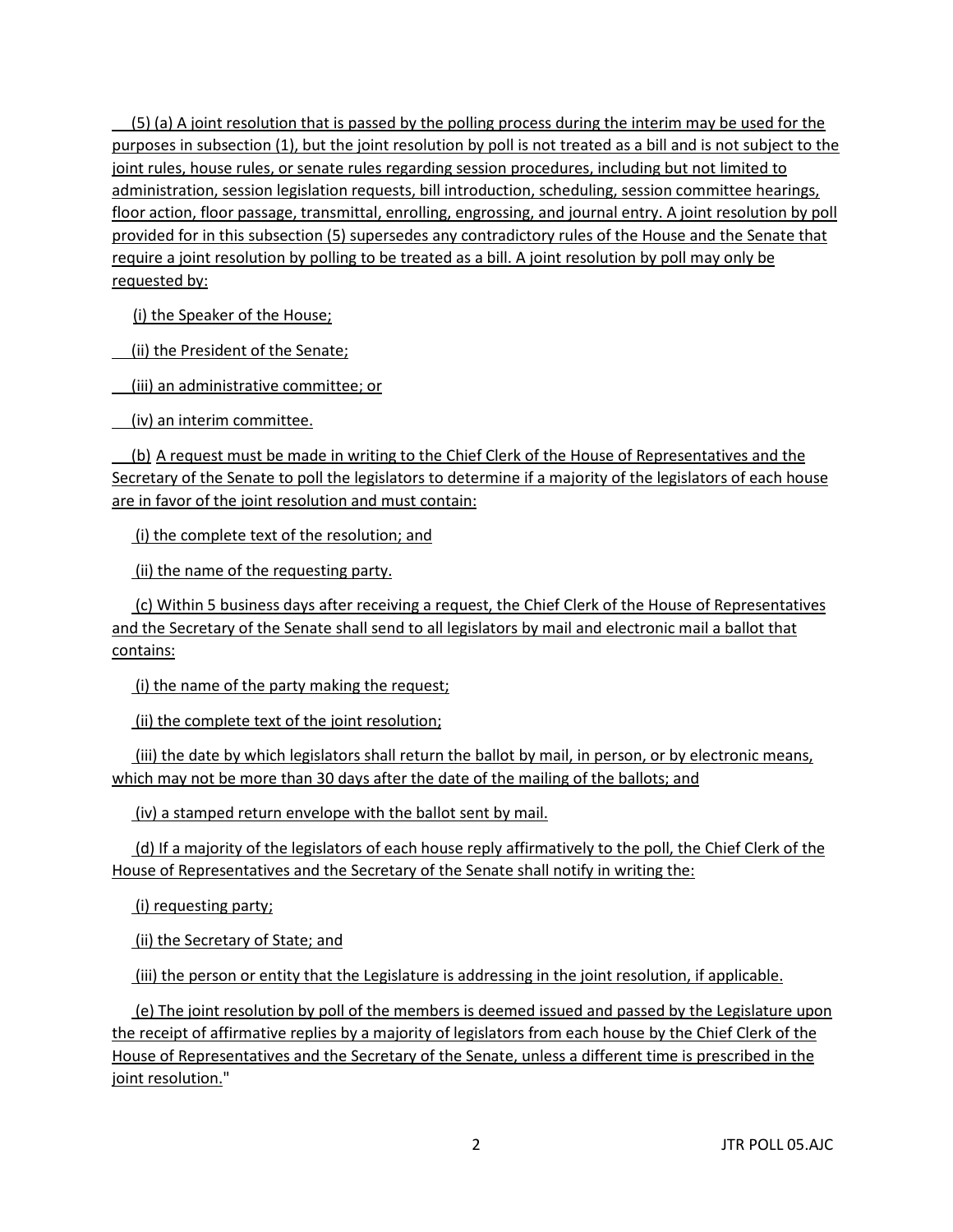(5) (a) A joint resolution that is passed by the polling process during the interim may be used for the purposes in subsection (1), but the joint resolution by poll is not treated as a bill and is not subject to the joint rules, house rules, or senate rules regarding session procedures, including but not limited to administration, session legislation requests, bill introduction, scheduling, session committee hearings, floor action, floor passage, transmittal, enrolling, engrossing, and journal entry. A joint resolution by poll provided for in this subsection (5) supersedes any contradictory rules of the House and the Senate that require a joint resolution by polling to be treated as a bill. A joint resolution by poll may only be requested by:

(i) the Speaker of the House;

(ii) the President of the Senate;

(iii) an administrative committee; or

(iv) an interim committee.

(b) A request must be made in writing to the Chief Clerk of the House of Representatives and the Secretary of the Senate to poll the legislators to determine if a majority of the legislators of each house are in favor of the joint resolution and must contain:

(i) the complete text of the resolution; and

(ii) the name of the requesting party.

(c) Within 5 business days after receiving a request, the Chief Clerk of the House of Representatives and the Secretary of the Senate shall send to all legislators by mail and electronic mail a ballot that contains:

(i) the name of the party making the request;

(ii) the complete text of the joint resolution;

(iii) the date by which legislators shall return the ballot by mail, in person, or by electronic means, which may not be more than 30 days after the date of the mailing of the ballots; and

(iv) a stamped return envelope with the ballot sent by mail.

(d) If a majority of the legislators of each house reply affirmatively to the poll, the Chief Clerk of the House of Representatives and the Secretary of the Senate shall notify in writing the:

(i) requesting party;

(ii) the Secretary of State; and

(iii) the person or entity that the Legislature is addressing in the joint resolution, if applicable.

(e) The joint resolution by poll of the members is deemed issued and passed by the Legislature upon the receipt of affirmative replies by a majority of legislators from each house by the Chief Clerk of the House of Representatives and the Secretary of the Senate, unless a different time is prescribed in the joint resolution."

JTR POLL 05.AJC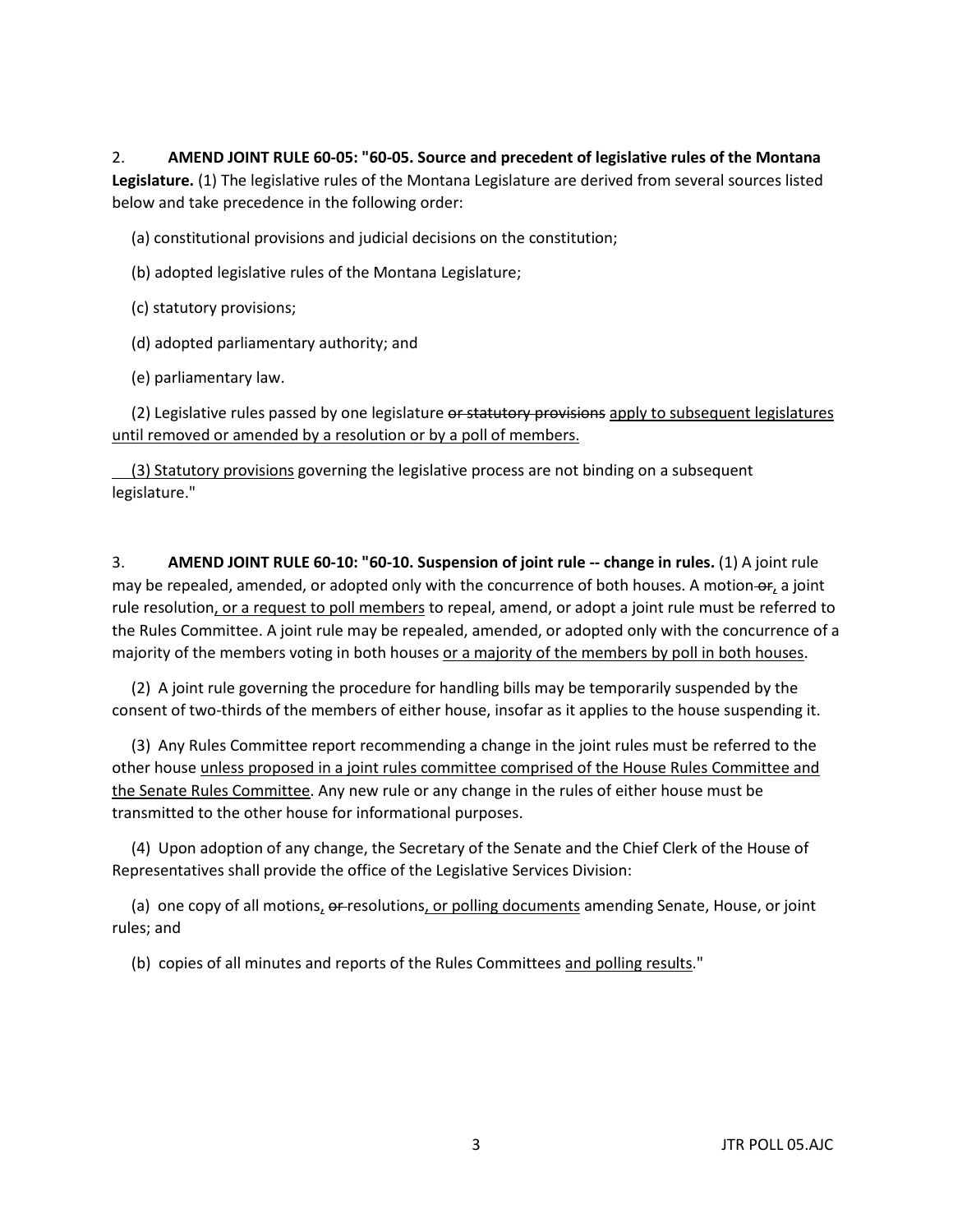2. **AMEND JOINT RULE 60-05: "60-05. Source and precedent of legislative rules of the Montana Legislature.** (1) The legislative rules of the Montana Legislature are derived from several sources listed below and take precedence in the following order:

(a) constitutional provisions and judicial decisions on the constitution;

(b) adopted legislative rules of the Montana Legislature;

(c) statutory provisions;

(d) adopted parliamentary authority; and

(e) parliamentary law.

(2) Legislative rules passed by one legislature ~~or statutory provisions~~ <u>apply to subsequent legislatures until removed or amended by a resolution or by a poll of members.</u>

<u>(3) Statutory provisions</u> governing the legislative process are not binding on a subsequent legislature."

3. **AMEND JOINT RULE 60-10: "60-10. Suspension of joint rule -- change in rules.** (1) A joint rule may be repealed, amended, or adopted only with the concurrence of both houses. A motion ~~or~~<u>,</u> a joint rule resolution<u>, or a request to poll members</u> to repeal, amend, or adopt a joint rule must be referred to the Rules Committee. A joint rule may be repealed, amended, or adopted only with the concurrence of a majority of the members voting in both houses <u>or a majority of the members by poll in both houses</u>.

(2) A joint rule governing the procedure for handling bills may be temporarily suspended by the consent of two-thirds of the members of either house, insofar as it applies to the house suspending it.

(3) Any Rules Committee report recommending a change in the joint rules must be referred to the other house <u>unless proposed in a joint rules committee comprised of the House Rules Committee and the Senate Rules Committee</u>. Any new rule or any change in the rules of either house must be transmitted to the other house for informational purposes.

(4) Upon adoption of any change, the Secretary of the Senate and the Chief Clerk of the House of Representatives shall provide the office of the Legislative Services Division:

(a) one copy of all motions<u>,</u> ~~or~~ resolutions<u>, or polling documents</u> amending Senate, House, or joint rules; and

(b) copies of all minutes and reports of the Rules Committees <u>and polling results</u>."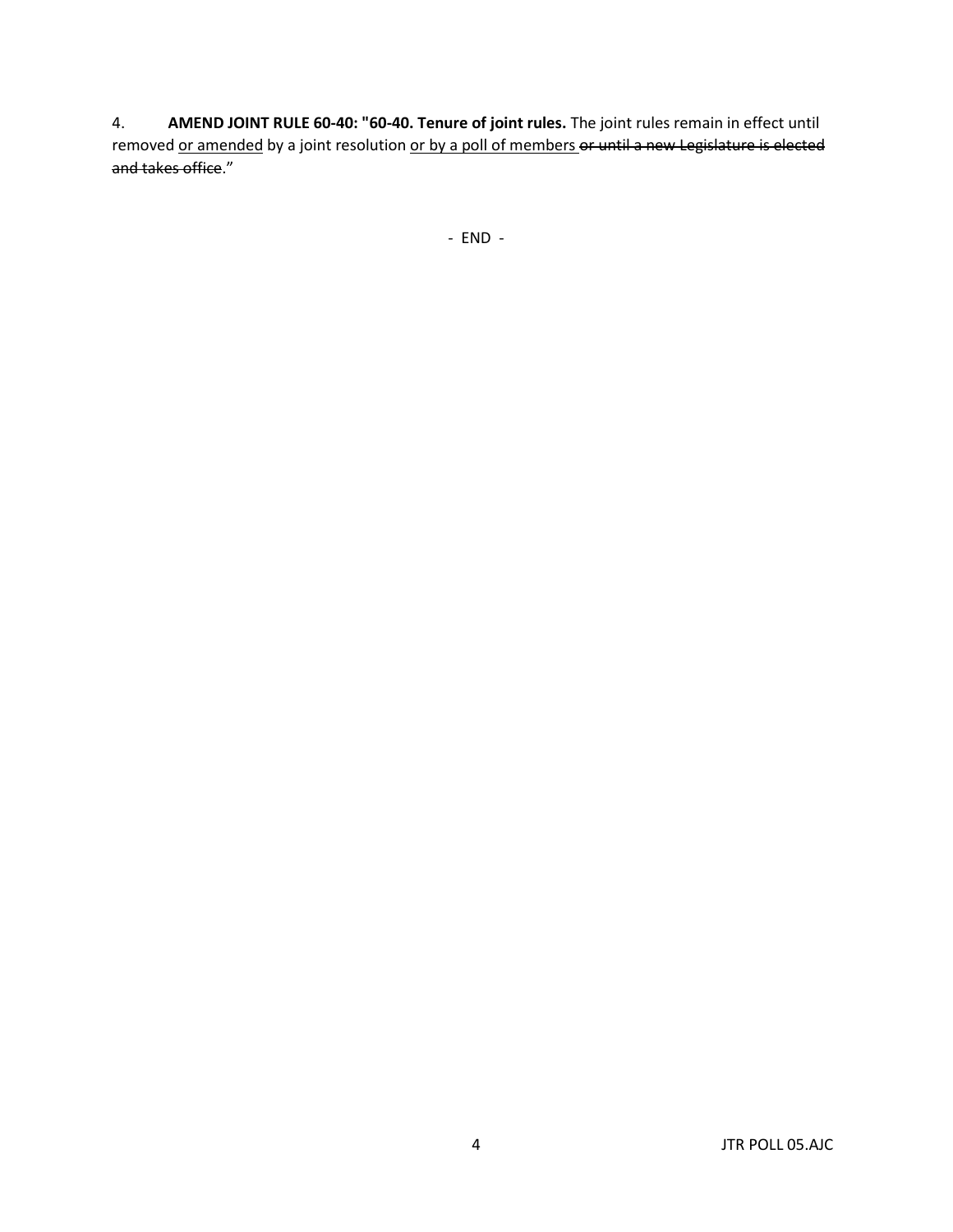4. **AMEND JOINT RULE 60-40: "60-40. Tenure of joint rules.** The joint rules remain in effect until removed <u>or amended</u> by a joint resolution <u>or by a poll of members</u> ~~or until a new Legislature is elected and takes office~~."

\- END -